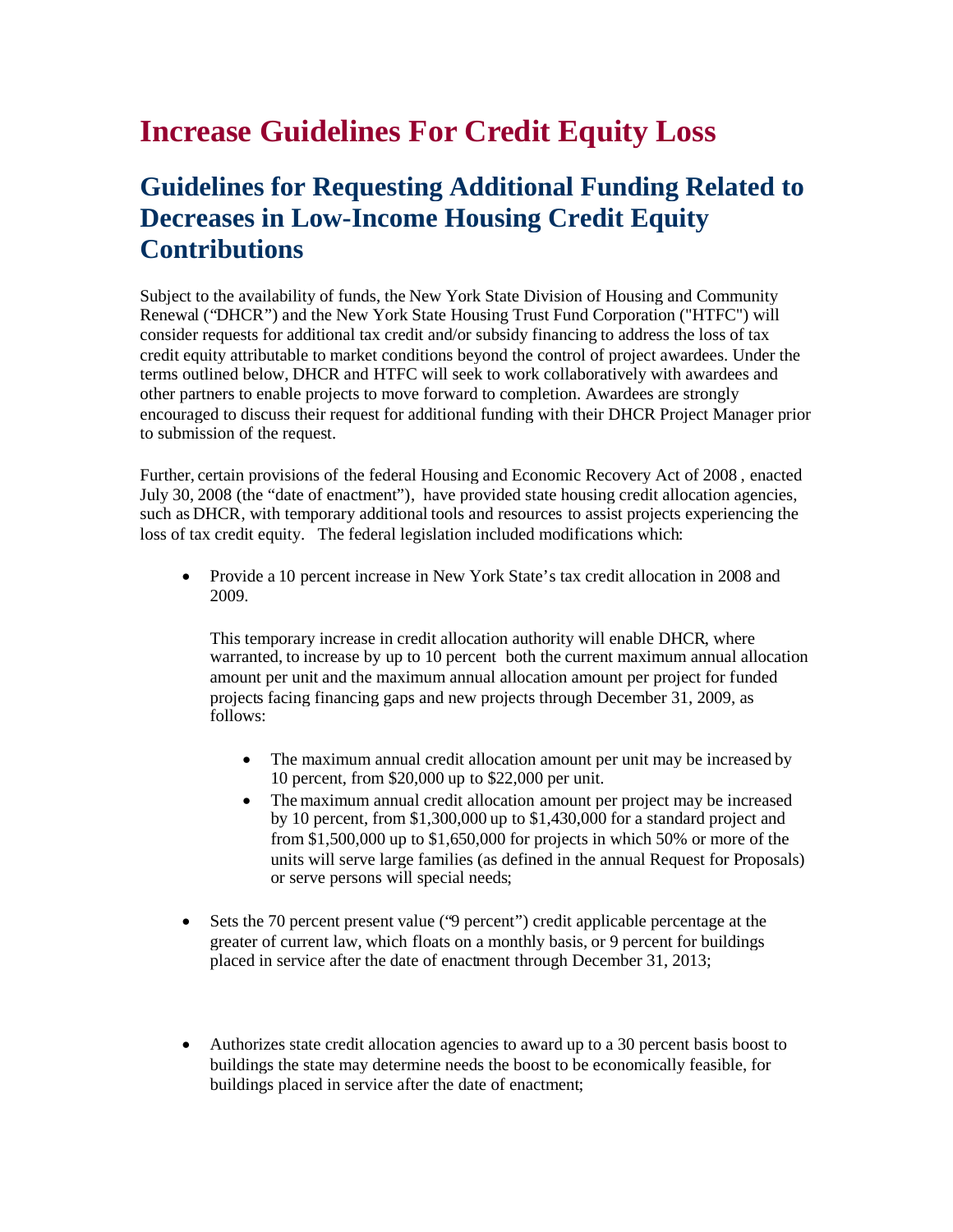# Increase Guidelines For Credit Equity Loss

## Guidelines for Requesting Additional Funding Related to Decreases in Low-Income Housing Credit Equity Contributions

Subject to the availability of funds, the New York State Division of Housing and Community Renewal ("DHCR") and the New York State Housing Trust Fund Corporation ("HTFC") will consider requests for additional tax credit and/or subsidy financing to address the loss of tax credit equity attributable to market conditions beyond the control of project awardees. Under the terms outlined below, DHCR and HTFC will seek to work collaboratively with awardees and other partners to enable projects to move forward to completion. Awardees are strongly encouraged to discuss their request for additional funding with their DHCR Project Manager prior to submission of the request.

Further, certain provisions of the federal Housing and Economic Recovery Act of 2008 , enacted July 30, 2008 (the "date of enactment"), have provided state housing credit allocation agencies, such as DHCR, with temporary additional tools and resources to assist projects experiencing the loss of tax credit equity. The federal legislation included modifications which:

- Provide a 10 percent increase in New York State's tax credit allocation in 2008 and 2009.

  This temporary increase in credit allocation authority will enable DHCR, where warranted, to increase by up to 10 percent both the current maximum annual allocation amount per unit and the maximum annual allocation amount per project for funded projects facing financing gaps and new projects through December 31, 2009, as follows:

  - The maximum annual credit allocation amount per unit may be increased by 10 percent, from $20,000 up to $22,000 per unit.
  - The maximum annual credit allocation amount per project may be increased by 10 percent, from $1,300,000 up to $1,430,000 for a standard project and from $1,500,000 up to $1,650,000 for projects in which 50% or more of the units will serve large families (as defined in the annual Request for Proposals) or serve persons will special needs;

- Sets the 70 percent present value ("9 percent") credit applicable percentage at the greater of current law, which floats on a monthly basis, or 9 percent for buildings placed in service after the date of enactment through December 31, 2013;

- Authorizes state credit allocation agencies to award up to a 30 percent basis boost to buildings the state may determine needs the boost to be economically feasible, for buildings placed in service after the date of enactment;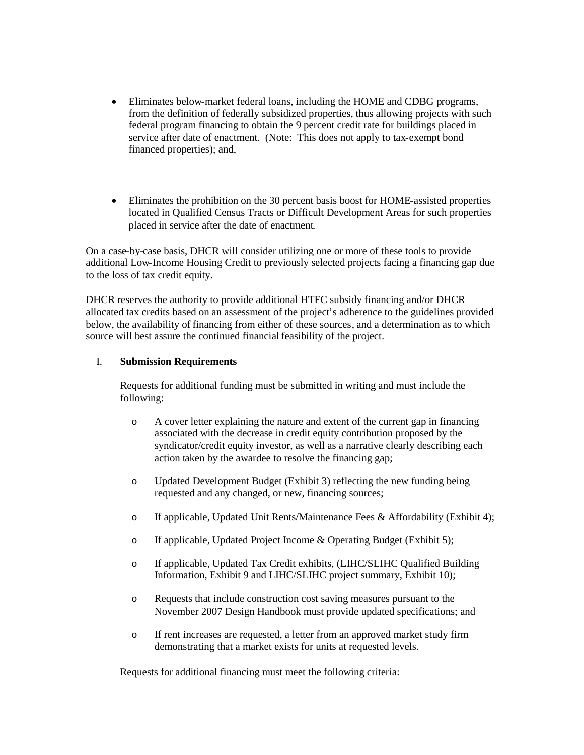- Eliminates below-market federal loans, including the HOME and CDBG programs, from the definition of federally subsidized properties, thus allowing projects with such federal program financing to obtain the 9 percent credit rate for buildings placed in service after date of enactment. (Note: This does not apply to tax-exempt bond financed properties); and,

- Eliminates the prohibition on the 30 percent basis boost for HOME-assisted properties located in Qualified Census Tracts or Difficult Development Areas for such properties placed in service after the date of enactment.

On a case-by-case basis, DHCR will consider utilizing one or more of these tools to provide additional Low-Income Housing Credit to previously selected projects facing a financing gap due to the loss of tax credit equity.

DHCR reserves the authority to provide additional HTFC subsidy financing and/or DHCR allocated tax credits based on an assessment of the project's adherence to the guidelines provided below, the availability of financing from either of these sources, and a determination as to which source will best assure the continued financial feasibility of the project.

## I. Submission Requirements

Requests for additional funding must be submitted in writing and must include the following:

- A cover letter explaining the nature and extent of the current gap in financing associated with the decrease in credit equity contribution proposed by the syndicator/credit equity investor, as well as a narrative clearly describing each action taken by the awardee to resolve the financing gap;
- Updated Development Budget (Exhibit 3) reflecting the new funding being requested and any changed, or new, financing sources;
- If applicable, Updated Unit Rents/Maintenance Fees & Affordability (Exhibit 4);
- If applicable, Updated Project Income & Operating Budget (Exhibit 5);
- If applicable, Updated Tax Credit exhibits, (LIHC/SLIHC Qualified Building Information, Exhibit 9 and LIHC/SLIHC project summary, Exhibit 10);
- Requests that include construction cost saving measures pursuant to the November 2007 Design Handbook must provide updated specifications; and
- If rent increases are requested, a letter from an approved market study firm demonstrating that a market exists for units at requested levels.

Requests for additional financing must meet the following criteria: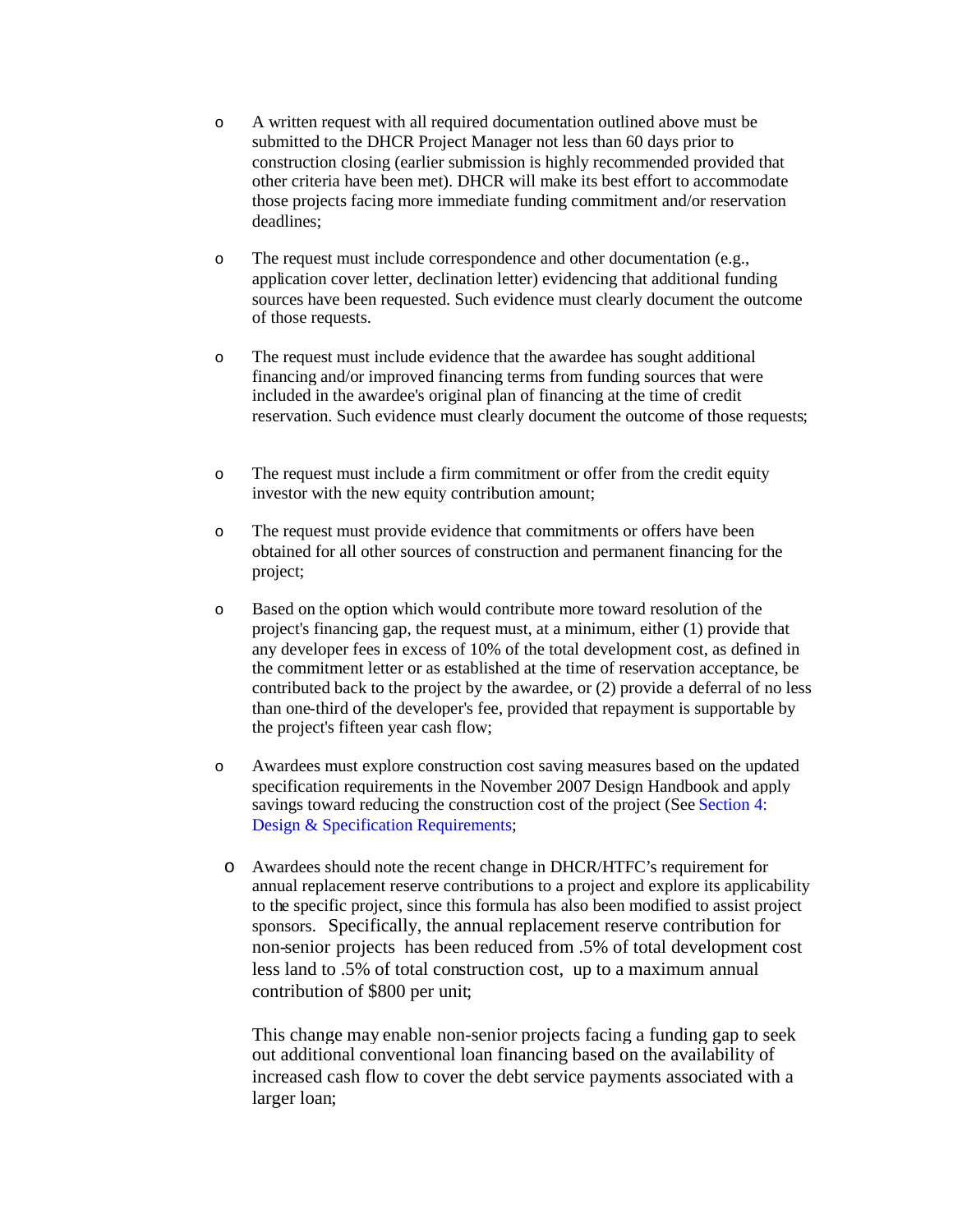- A written request with all required documentation outlined above must be submitted to the DHCR Project Manager not less than 60 days prior to construction closing (earlier submission is highly recommended provided that other criteria have been met). DHCR will make its best effort to accommodate those projects facing more immediate funding commitment and/or reservation deadlines;

- The request must include correspondence and other documentation (e.g., application cover letter, declination letter) evidencing that additional funding sources have been requested. Such evidence must clearly document the outcome of those requests.

- The request must include evidence that the awardee has sought additional financing and/or improved financing terms from funding sources that were included in the awardee's original plan of financing at the time of credit reservation. Such evidence must clearly document the outcome of those requests;

- The request must include a firm commitment or offer from the credit equity investor with the new equity contribution amount;

- The request must provide evidence that commitments or offers have been obtained for all other sources of construction and permanent financing for the project;

- Based on the option which would contribute more toward resolution of the project's financing gap, the request must, at a minimum, either (1) provide that any developer fees in excess of 10% of the total development cost, as defined in the commitment letter or as established at the time of reservation acceptance, be contributed back to the project by the awardee, or (2) provide a deferral of no less than one-third of the developer's fee, provided that repayment is supportable by the project's fifteen year cash flow;

- Awardees must explore construction cost saving measures based on the updated specification requirements in the November 2007 Design Handbook and apply savings toward reducing the construction cost of the project (See Section 4: Design & Specification Requirements;

- Awardees should note the recent change in DHCR/HTFC's requirement for annual replacement reserve contributions to a project and explore its applicability to the specific project, since this formula has also been modified to assist project sponsors. Specifically, the annual replacement reserve contribution for non-senior projects has been reduced from .5% of total development cost less land to .5% of total construction cost, up to a maximum annual contribution of $800 per unit;

  This change may enable non-senior projects facing a funding gap to seek out additional conventional loan financing based on the availability of increased cash flow to cover the debt service payments associated with a larger loan;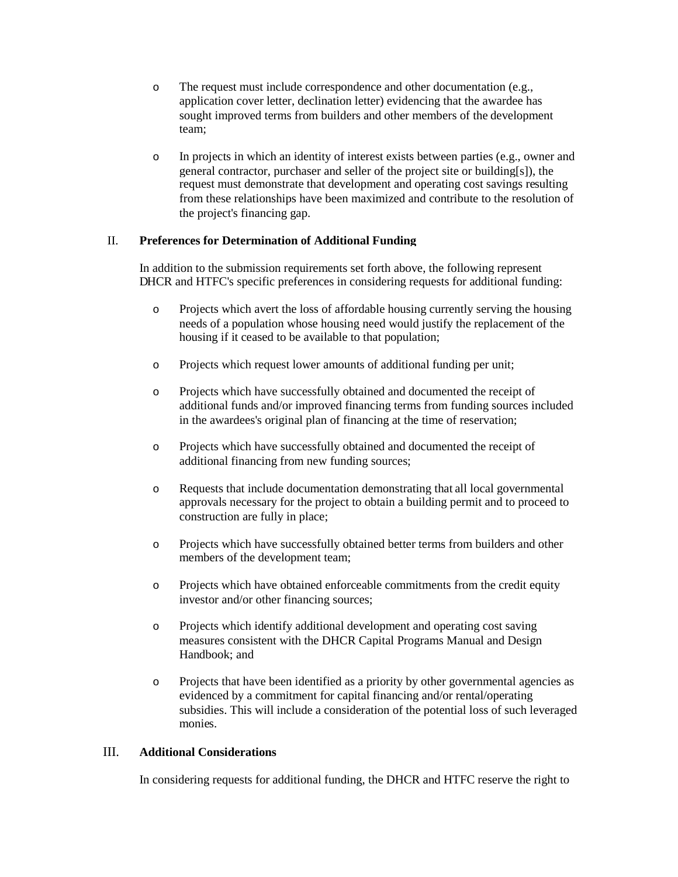- The request must include correspondence and other documentation (e.g., application cover letter, declination letter) evidencing that the awardee has sought improved terms from builders and other members of the development team;

- In projects in which an identity of interest exists between parties (e.g., owner and general contractor, purchaser and seller of the project site or building[s]), the request must demonstrate that development and operating cost savings resulting from these relationships have been maximized and contribute to the resolution of the project's financing gap.

## II. Preferences for Determination of Additional Funding

In addition to the submission requirements set forth above, the following represent DHCR and HTFC's specific preferences in considering requests for additional funding:

- Projects which avert the loss of affordable housing currently serving the housing needs of a population whose housing need would justify the replacement of the housing if it ceased to be available to that population;

- Projects which request lower amounts of additional funding per unit;

- Projects which have successfully obtained and documented the receipt of additional funds and/or improved financing terms from funding sources included in the awardees's original plan of financing at the time of reservation;

- Projects which have successfully obtained and documented the receipt of additional financing from new funding sources;

- Requests that include documentation demonstrating that all local governmental approvals necessary for the project to obtain a building permit and to proceed to construction are fully in place;

- Projects which have successfully obtained better terms from builders and other members of the development team;

- Projects which have obtained enforceable commitments from the credit equity investor and/or other financing sources;

- Projects which identify additional development and operating cost saving measures consistent with the DHCR Capital Programs Manual and Design Handbook; and

- Projects that have been identified as a priority by other governmental agencies as evidenced by a commitment for capital financing and/or rental/operating subsidies. This will include a consideration of the potential loss of such leveraged monies.

## III. Additional Considerations

In considering requests for additional funding, the DHCR and HTFC reserve the right to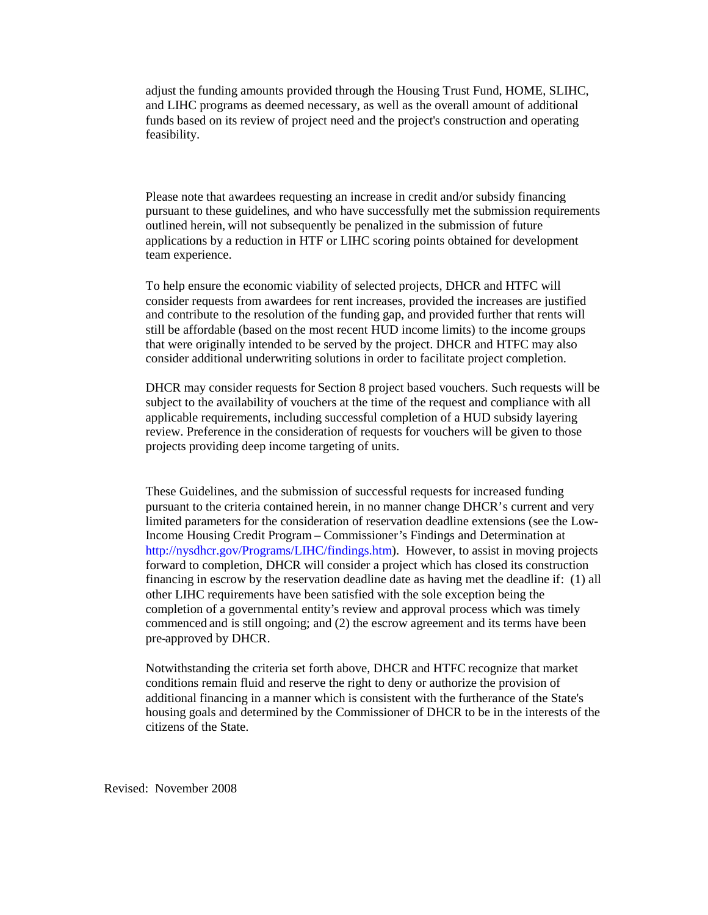adjust the funding amounts provided through the Housing Trust Fund, HOME, SLIHC, and LIHC programs as deemed necessary, as well as the overall amount of additional funds based on its review of project need and the project's construction and operating feasibility.

Please note that awardees requesting an increase in credit and/or subsidy financing pursuant to these guidelines, and who have successfully met the submission requirements outlined herein, will not subsequently be penalized in the submission of future applications by a reduction in HTF or LIHC scoring points obtained for development team experience.

To help ensure the economic viability of selected projects, DHCR and HTFC will consider requests from awardees for rent increases, provided the increases are justified and contribute to the resolution of the funding gap, and provided further that rents will still be affordable (based on the most recent HUD income limits) to the income groups that were originally intended to be served by the project. DHCR and HTFC may also consider additional underwriting solutions in order to facilitate project completion.

DHCR may consider requests for Section 8 project based vouchers. Such requests will be subject to the availability of vouchers at the time of the request and compliance with all applicable requirements, including successful completion of a HUD subsidy layering review. Preference in the consideration of requests for vouchers will be given to those projects providing deep income targeting of units.

These Guidelines, and the submission of successful requests for increased funding pursuant to the criteria contained herein, in no manner change DHCR's current and very limited parameters for the consideration of reservation deadline extensions (see the Low-Income Housing Credit Program – Commissioner's Findings and Determination at http://nysdhcr.gov/Programs/LIHC/findings.htm). However, to assist in moving projects forward to completion, DHCR will consider a project which has closed its construction financing in escrow by the reservation deadline date as having met the deadline if: (1) all other LIHC requirements have been satisfied with the sole exception being the completion of a governmental entity's review and approval process which was timely commenced and is still ongoing; and (2) the escrow agreement and its terms have been pre-approved by DHCR.

Notwithstanding the criteria set forth above, DHCR and HTFC recognize that market conditions remain fluid and reserve the right to deny or authorize the provision of additional financing in a manner which is consistent with the furtherance of the State's housing goals and determined by the Commissioner of DHCR to be in the interests of the citizens of the State.

Revised: November 2008